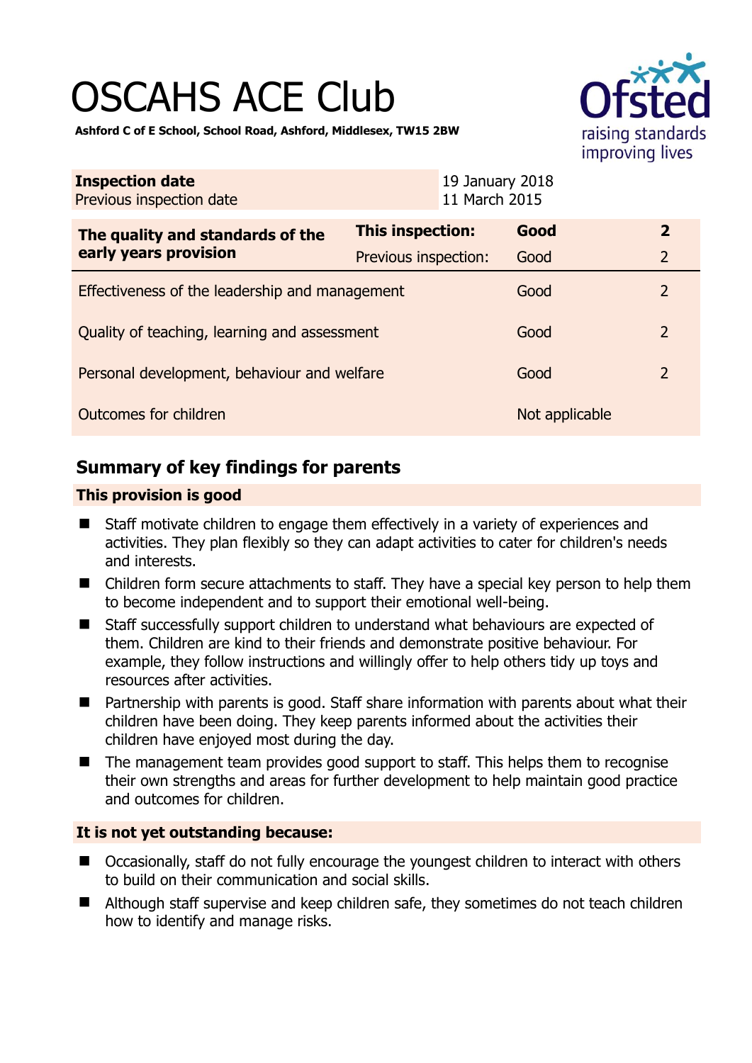# OSCAHS ACE Club

**Ashford C of E School, School Road, Ashford, Middlesex, TW15 2BW**

Ofsted raising standards improving lives

| **Inspection date** | 19 January 2018 |
|---|---|
| Previous inspection date | 11 March 2015 |

| **The quality and standards of the early years provision** | **This inspection:** | **Good** | **2** |
|---|---|---|---|
| | Previous inspection: | Good | 2 |
| Effectiveness of the leadership and management | | Good | 2 |
| Quality of teaching, learning and assessment | | Good | 2 |
| Personal development, behaviour and welfare | | Good | 2 |
| Outcomes for children | | Not applicable | |

## Summary of key findings for parents

**This provision is good**

- Staff motivate children to engage them effectively in a variety of experiences and activities. They plan flexibly so they can adapt activities to cater for children's needs and interests.
- Children form secure attachments to staff. They have a special key person to help them to become independent and to support their emotional well-being.
- Staff successfully support children to understand what behaviours are expected of them. Children are kind to their friends and demonstrate positive behaviour. For example, they follow instructions and willingly offer to help others tidy up toys and resources after activities.
- Partnership with parents is good. Staff share information with parents about what their children have been doing. They keep parents informed about the activities their children have enjoyed most during the day.
- The management team provides good support to staff. This helps them to recognise their own strengths and areas for further development to help maintain good practice and outcomes for children.

**It is not yet outstanding because:**

- Occasionally, staff do not fully encourage the youngest children to interact with others to build on their communication and social skills.
- Although staff supervise and keep children safe, they sometimes do not teach children how to identify and manage risks.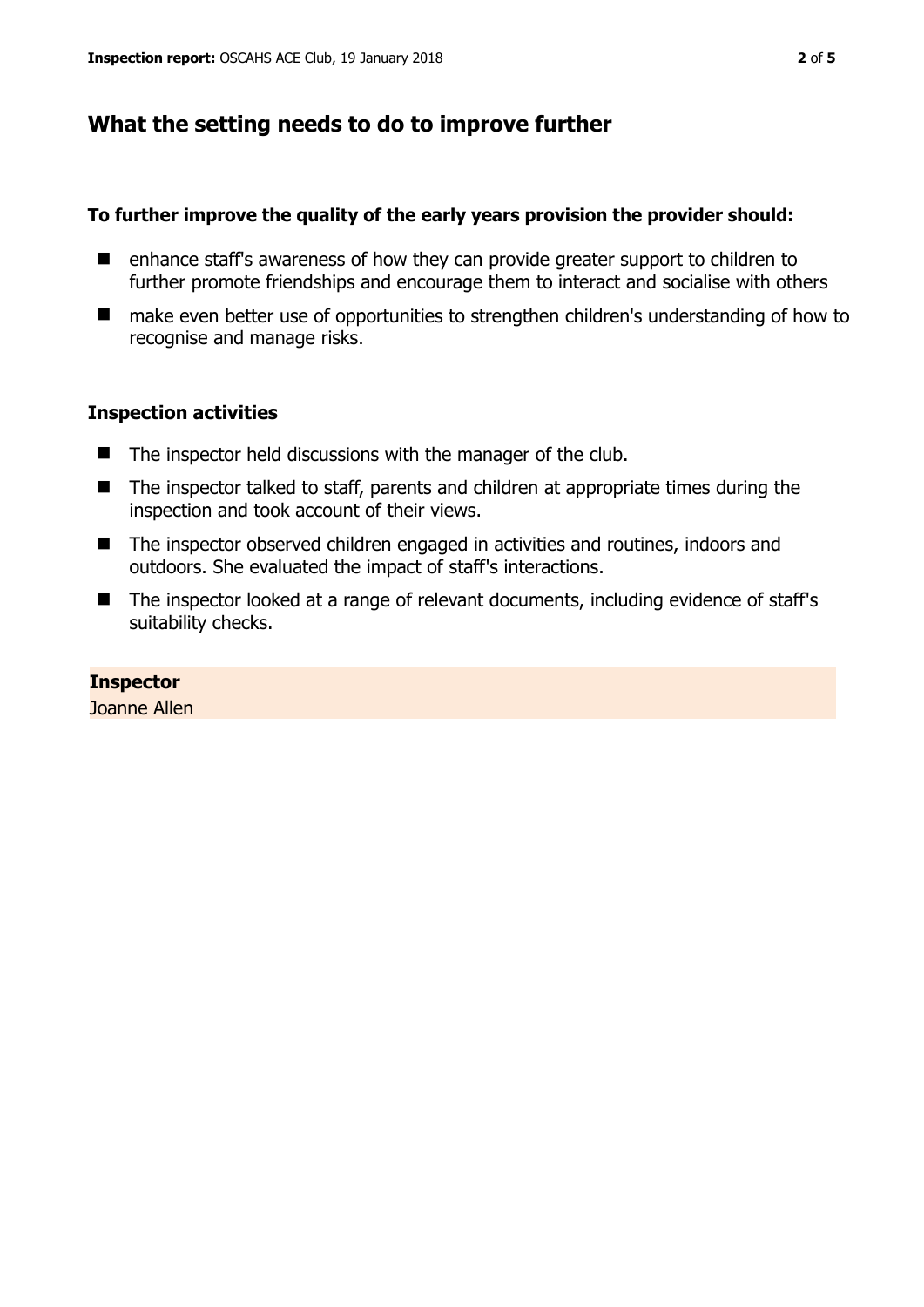## What the setting needs to do to improve further

**To further improve the quality of the early years provision the provider should:**

- enhance staff's awareness of how they can provide greater support to children to further promote friendships and encourage them to interact and socialise with others
- make even better use of opportunities to strengthen children's understanding of how to recognise and manage risks.

### Inspection activities

- The inspector held discussions with the manager of the club.
- The inspector talked to staff, parents and children at appropriate times during the inspection and took account of their views.
- The inspector observed children engaged in activities and routines, indoors and outdoors. She evaluated the impact of staff's interactions.
- The inspector looked at a range of relevant documents, including evidence of staff's suitability checks.

**Inspector**
Joanne Allen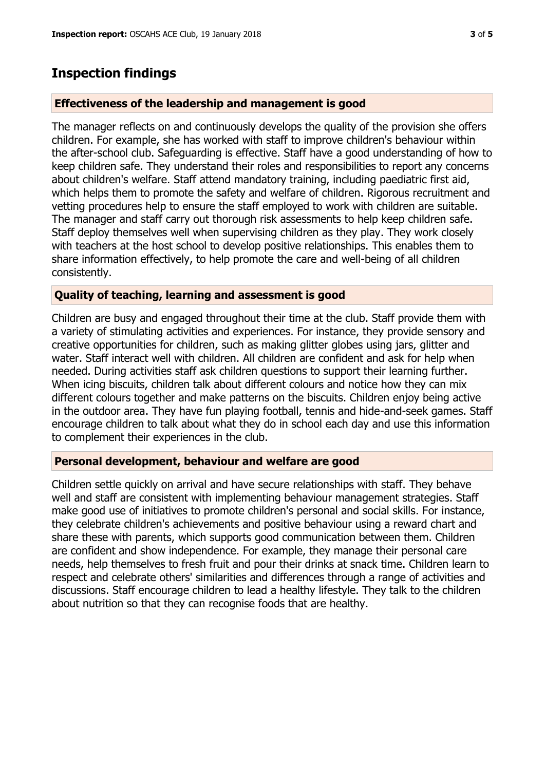## Inspection findings

### Effectiveness of the leadership and management is good

The manager reflects on and continuously develops the quality of the provision she offers children. For example, she has worked with staff to improve children's behaviour within the after-school club. Safeguarding is effective. Staff have a good understanding of how to keep children safe. They understand their roles and responsibilities to report any concerns about children's welfare. Staff attend mandatory training, including paediatric first aid, which helps them to promote the safety and welfare of children. Rigorous recruitment and vetting procedures help to ensure the staff employed to work with children are suitable. The manager and staff carry out thorough risk assessments to help keep children safe. Staff deploy themselves well when supervising children as they play. They work closely with teachers at the host school to develop positive relationships. This enables them to share information effectively, to help promote the care and well-being of all children consistently.

### Quality of teaching, learning and assessment is good

Children are busy and engaged throughout their time at the club. Staff provide them with a variety of stimulating activities and experiences. For instance, they provide sensory and creative opportunities for children, such as making glitter globes using jars, glitter and water. Staff interact well with children. All children are confident and ask for help when needed. During activities staff ask children questions to support their learning further. When icing biscuits, children talk about different colours and notice how they can mix different colours together and make patterns on the biscuits. Children enjoy being active in the outdoor area. They have fun playing football, tennis and hide-and-seek games. Staff encourage children to talk about what they do in school each day and use this information to complement their experiences in the club.

### Personal development, behaviour and welfare are good

Children settle quickly on arrival and have secure relationships with staff. They behave well and staff are consistent with implementing behaviour management strategies. Staff make good use of initiatives to promote children's personal and social skills. For instance, they celebrate children's achievements and positive behaviour using a reward chart and share these with parents, which supports good communication between them. Children are confident and show independence. For example, they manage their personal care needs, help themselves to fresh fruit and pour their drinks at snack time. Children learn to respect and celebrate others' similarities and differences through a range of activities and discussions. Staff encourage children to lead a healthy lifestyle. They talk to the children about nutrition so that they can recognise foods that are healthy.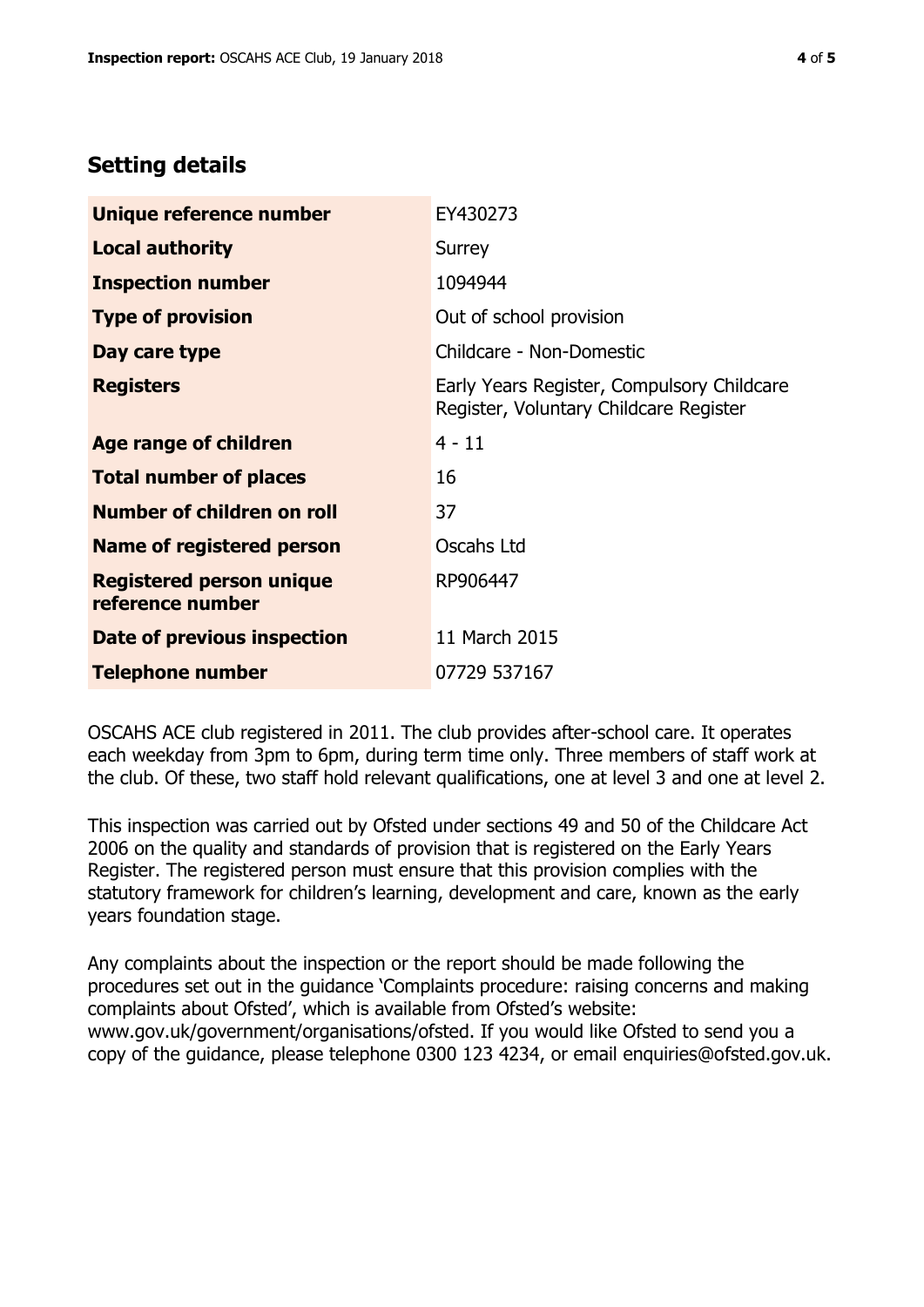## Setting details

| | |
|---|---|
| **Unique reference number** | EY430273 |
| **Local authority** | Surrey |
| **Inspection number** | 1094944 |
| **Type of provision** | Out of school provision |
| **Day care type** | Childcare - Non-Domestic |
| **Registers** | Early Years Register, Compulsory Childcare Register, Voluntary Childcare Register |
| **Age range of children** | 4 - 11 |
| **Total number of places** | 16 |
| **Number of children on roll** | 37 |
| **Name of registered person** | Oscahs Ltd |
| **Registered person unique reference number** | RP906447 |
| **Date of previous inspection** | 11 March 2015 |
| **Telephone number** | 07729 537167 |

OSCAHS ACE club registered in 2011. The club provides after-school care. It operates each weekday from 3pm to 6pm, during term time only. Three members of staff work at the club. Of these, two staff hold relevant qualifications, one at level 3 and one at level 2.

This inspection was carried out by Ofsted under sections 49 and 50 of the Childcare Act 2006 on the quality and standards of provision that is registered on the Early Years Register. The registered person must ensure that this provision complies with the statutory framework for children's learning, development and care, known as the early years foundation stage.

Any complaints about the inspection or the report should be made following the procedures set out in the guidance 'Complaints procedure: raising concerns and making complaints about Ofsted', which is available from Ofsted's website: www.gov.uk/government/organisations/ofsted. If you would like Ofsted to send you a copy of the guidance, please telephone 0300 123 4234, or email enquiries@ofsted.gov.uk.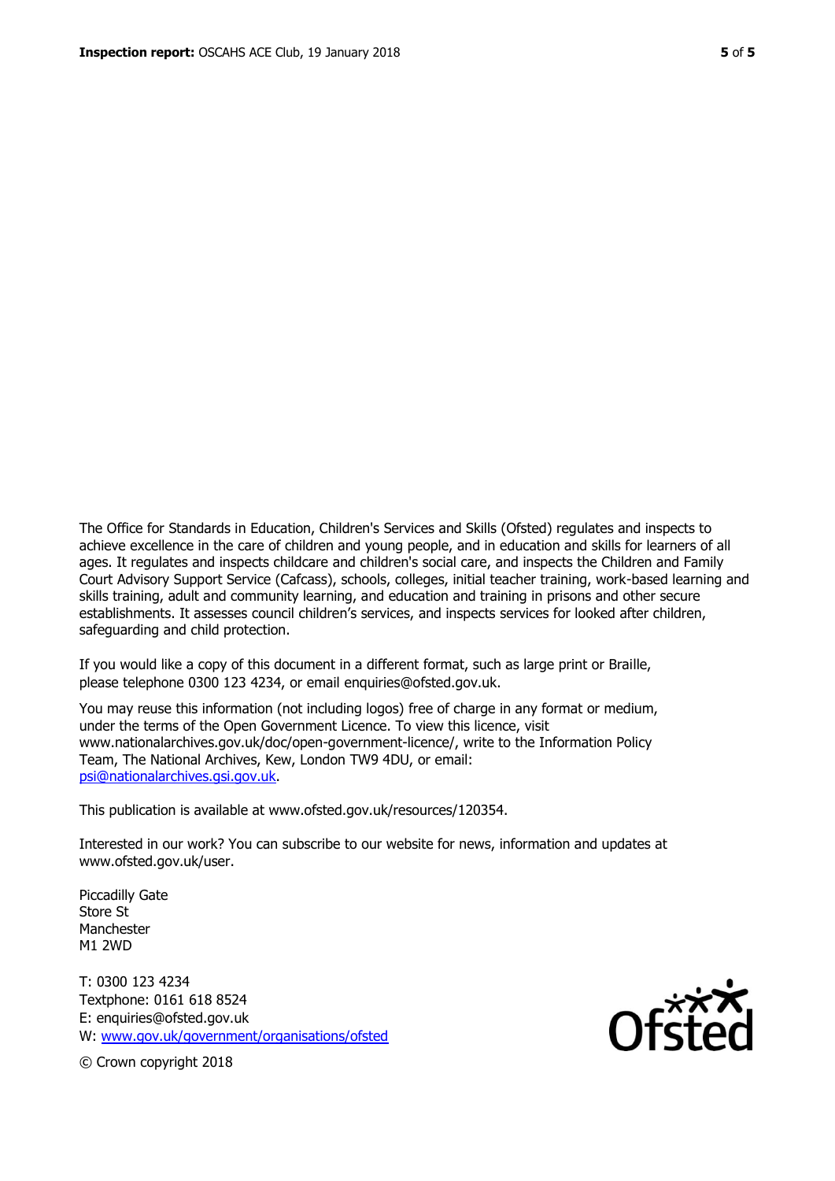The Office for Standards in Education, Children's Services and Skills (Ofsted) regulates and inspects to achieve excellence in the care of children and young people, and in education and skills for learners of all ages. It regulates and inspects childcare and children's social care, and inspects the Children and Family Court Advisory Support Service (Cafcass), schools, colleges, initial teacher training, work-based learning and skills training, adult and community learning, and education and training in prisons and other secure establishments. It assesses council children's services, and inspects services for looked after children, safeguarding and child protection.

If you would like a copy of this document in a different format, such as large print or Braille, please telephone 0300 123 4234, or email enquiries@ofsted.gov.uk.

You may reuse this information (not including logos) free of charge in any format or medium, under the terms of the Open Government Licence. To view this licence, visit www.nationalarchives.gov.uk/doc/open-government-licence/, write to the Information Policy Team, The National Archives, Kew, London TW9 4DU, or email: psi@nationalarchives.gsi.gov.uk.

This publication is available at www.ofsted.gov.uk/resources/120354.

Interested in our work? You can subscribe to our website for news, information and updates at www.ofsted.gov.uk/user.

Piccadilly Gate
Store St
Manchester
M1 2WD

T: 0300 123 4234
Textphone: 0161 618 8524
E: enquiries@ofsted.gov.uk
W: www.gov.uk/government/organisations/ofsted

© Crown copyright 2018